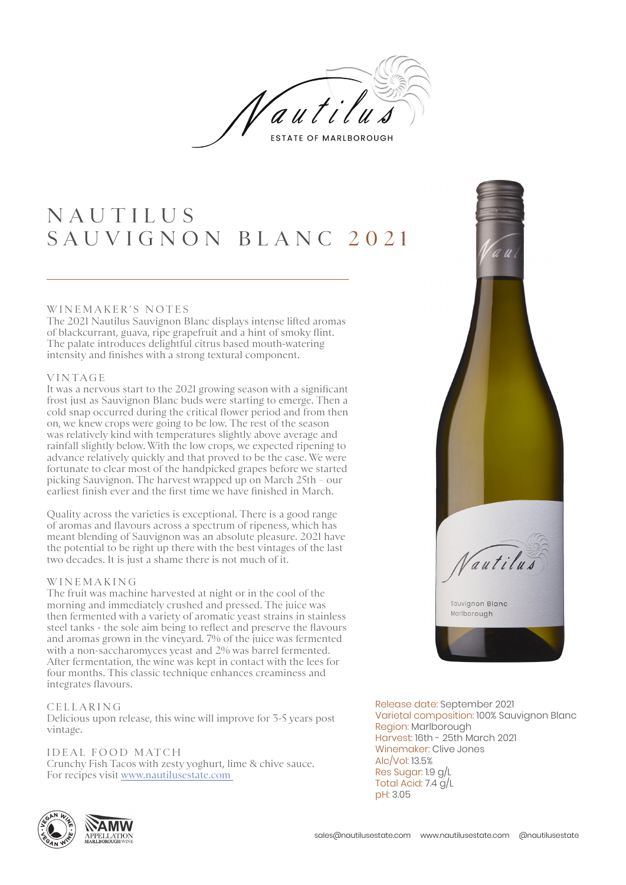Nautilus

ESTATE OF MARLBOROUGH

# NAUTILUS SAUVIGNON BLANC 2021

## WINEMAKER'S NOTES

The 2021 Nautilus Sauvignon Blanc displays intense lifted aromas of blackcurrant, guava, ripe grapefruit and a hint of smoky flint. The palate introduces delightful citrus based mouth-watering intensity and finishes with a strong textural component.

## VINTAGE

It was a nervous start to the 2021 growing season with a significant frost just as Sauvignon Blanc buds were starting to emerge. Then a cold snap occurred during the critical flower period and from then on, we knew crops were going to be low. The rest of the season was relatively kind with temperatures slightly above average and rainfall slightly below. With the low crops, we expected ripening to advance relatively quickly and that proved to be the case. We were fortunate to clear most of the handpicked grapes before we started picking Sauvignon. The harvest wrapped up on March 25th – our earliest finish ever and the first time we have finished in March.

Quality across the varieties is exceptional. There is a good range of aromas and flavours across a spectrum of ripeness, which has meant blending of Sauvignon was an absolute pleasure. 2021 have the potential to be right up there with the best vintages of the last two decades. It is just a shame there is not much of it.

## WINEMAKING

The fruit was machine harvested at night or in the cool of the morning and immediately crushed and pressed. The juice was then fermented with a variety of aromatic yeast strains in stainless steel tanks - the sole aim being to reflect and preserve the flavours and aromas grown in the vineyard. 7% of the juice was fermented with a non-saccharomyces yeast and 2% was barrel fermented. After fermentation, the wine was kept in contact with the lees for four months. This classic technique enhances creaminess and integrates flavours.

## CELLARING

Delicious upon release, this wine will improve for 3-5 years post vintage.

## IDEAL FOOD MATCH

Crunchy Fish Tacos with zesty yoghurt, lime & chive sauce.
For recipes visit [www.nautilusestate.com](www.nautilusestate.com)

Release date: September 2021
Varietal composition: 100% Sauvignon Blanc
Region: Marlborough
Harvest: 16th - 25th March 2021
Winemaker: Clive Jones
Alc/Vol: 13.5%
Res Sugar: 1.9 g/L
Total Acid: 7.4 g/L
pH: 3.05

VEGAN WINE

AMW APPELLATION MARLBOROUGH WINE

sales@nautilusestate.com www.nautilusestate.com @nautilusestate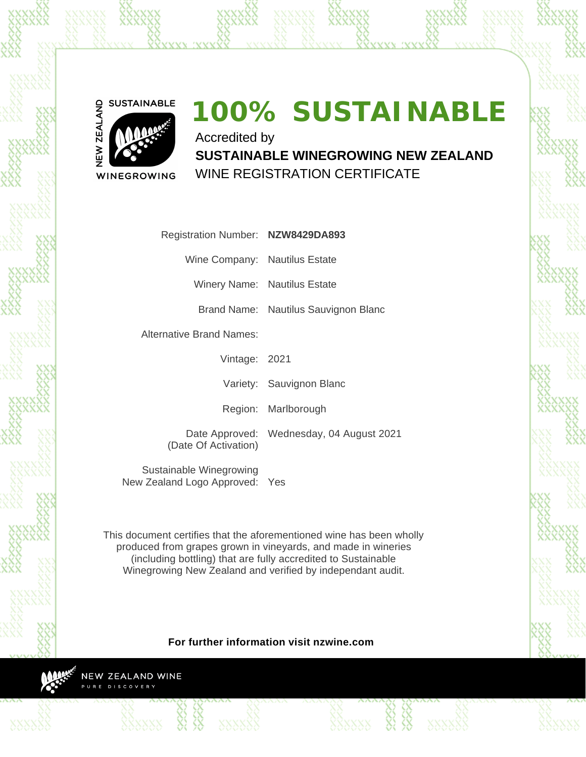SUSTAINABLE
NEW ZEALAND
WINEGROWING

# 100% SUSTAINABLE

Accredited by
**SUSTAINABLE WINEGROWING NEW ZEALAND**
WINE REGISTRATION CERTIFICATE

| | |
|---|---|
| Registration Number: | **NZW8429DA893** |
| Wine Company: | Nautilus Estate |
| Winery Name: | Nautilus Estate |
| Brand Name: | Nautilus Sauvignon Blanc |
| Alternative Brand Names: | |
| Vintage: | 2021 |
| Variety: | Sauvignon Blanc |
| Region: | Marlborough |
| Date Approved: (Date Of Activation) | Wednesday, 04 August 2021 |
| Sustainable Winegrowing New Zealand Logo Approved: | Yes |

This document certifies that the aforementioned wine has been wholly produced from grapes grown in vineyards, and made in wineries (including bottling) that are fully accredited to Sustainable Winegrowing New Zealand and verified by independant audit.

**For further information visit nzwine.com**

NEW ZEALAND WINE
PURE DISCOVERY